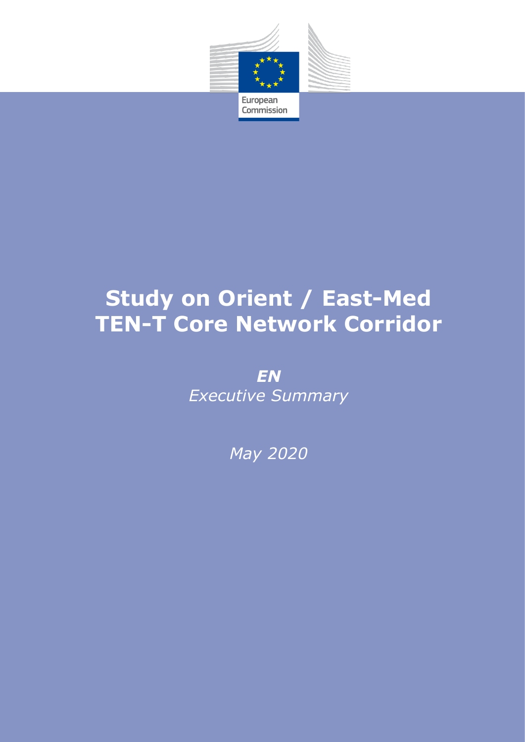European Commission

# Study on Orient / East-Med TEN-T Core Network Corridor

***EN***

*Executive Summary*

*May 2020*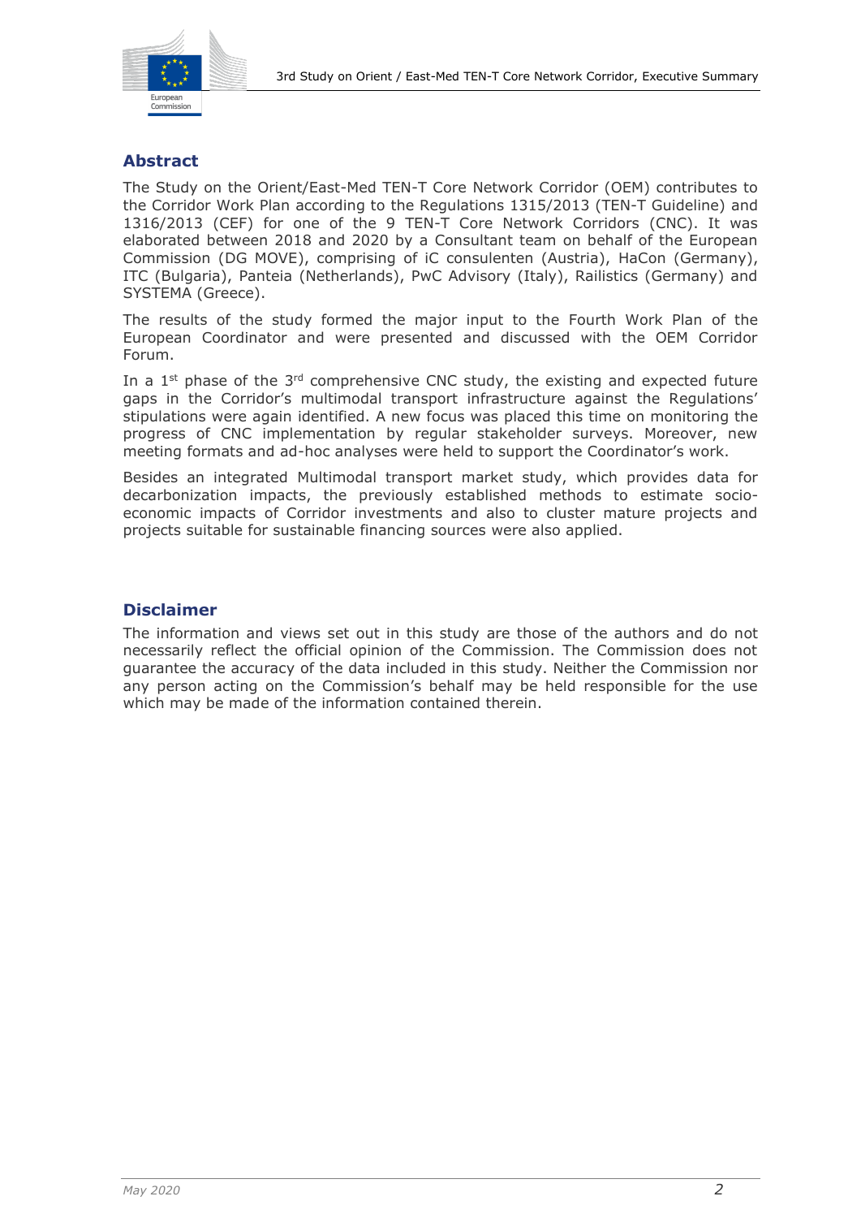## Abstract

The Study on the Orient/East-Med TEN-T Core Network Corridor (OEM) contributes to the Corridor Work Plan according to the Regulations 1315/2013 (TEN-T Guideline) and 1316/2013 (CEF) for one of the 9 TEN-T Core Network Corridors (CNC). It was elaborated between 2018 and 2020 by a Consultant team on behalf of the European Commission (DG MOVE), comprising of iC consulenten (Austria), HaCon (Germany), ITC (Bulgaria), Panteia (Netherlands), PwC Advisory (Italy), Railistics (Germany) and SYSTEMA (Greece).

The results of the study formed the major input to the Fourth Work Plan of the European Coordinator and were presented and discussed with the OEM Corridor Forum.

In a 1st phase of the 3rd comprehensive CNC study, the existing and expected future gaps in the Corridor's multimodal transport infrastructure against the Regulations' stipulations were again identified. A new focus was placed this time on monitoring the progress of CNC implementation by regular stakeholder surveys. Moreover, new meeting formats and ad-hoc analyses were held to support the Coordinator's work.

Besides an integrated Multimodal transport market study, which provides data for decarbonization impacts, the previously established methods to estimate socio-economic impacts of Corridor investments and also to cluster mature projects and projects suitable for sustainable financing sources were also applied.

## Disclaimer

The information and views set out in this study are those of the authors and do not necessarily reflect the official opinion of the Commission. The Commission does not guarantee the accuracy of the data included in this study. Neither the Commission nor any person acting on the Commission's behalf may be held responsible for the use which may be made of the information contained therein.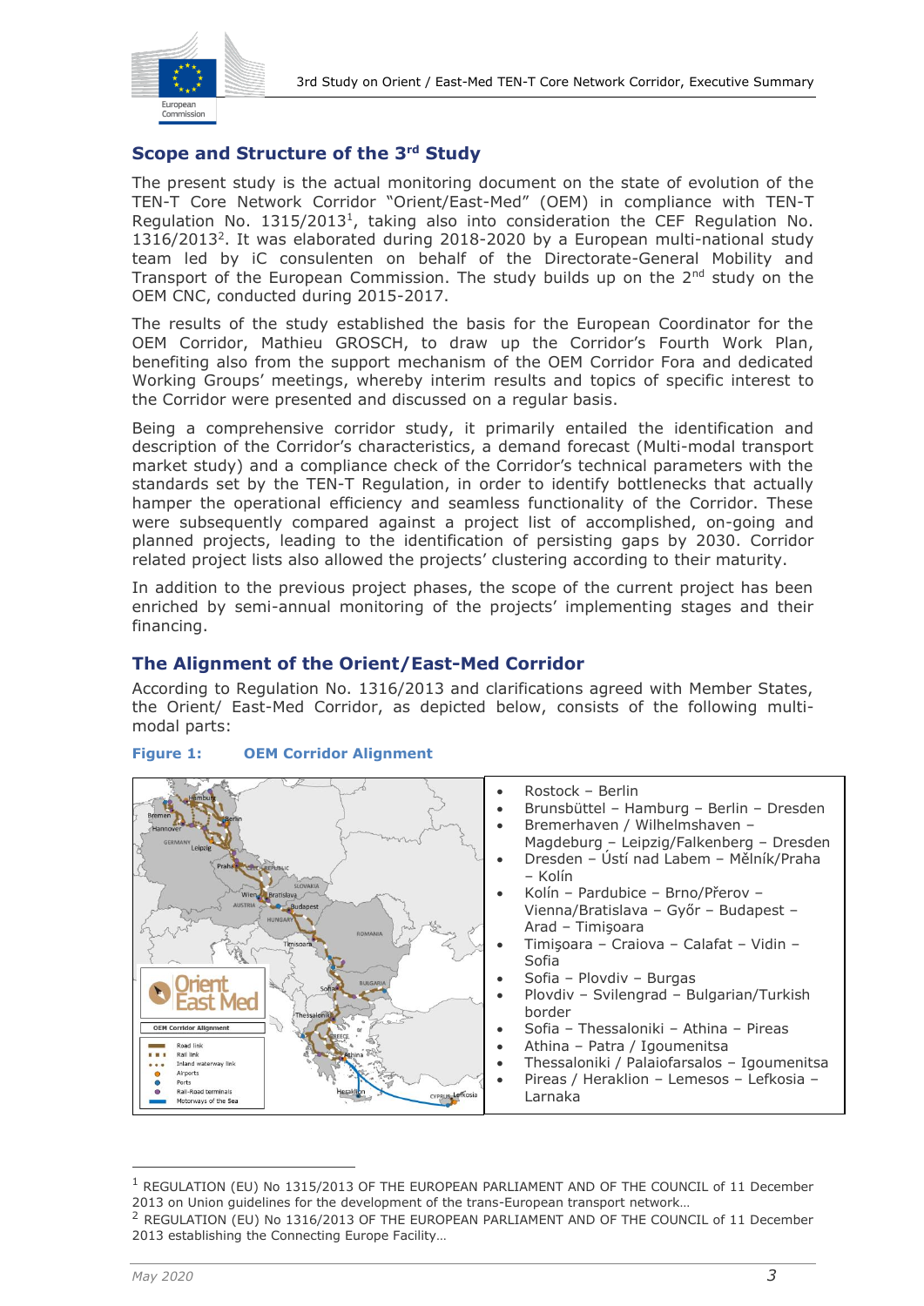## Scope and Structure of the 3rd Study

The present study is the actual monitoring document on the state of evolution of the TEN-T Core Network Corridor "Orient/East-Med" (OEM) in compliance with TEN-T Regulation No. 1315/2013[1], taking also into consideration the CEF Regulation No. 1316/2013[2]. It was elaborated during 2018-2020 by a European multi-national study team led by iC consulenten on behalf of the Directorate-General Mobility and Transport of the European Commission. The study builds up on the 2nd study on the OEM CNC, conducted during 2015-2017.

The results of the study established the basis for the European Coordinator for the OEM Corridor, Mathieu GROSCH, to draw up the Corridor's Fourth Work Plan, benefiting also from the support mechanism of the OEM Corridor Fora and dedicated Working Groups' meetings, whereby interim results and topics of specific interest to the Corridor were presented and discussed on a regular basis.

Being a comprehensive corridor study, it primarily entailed the identification and description of the Corridor's characteristics, a demand forecast (Multi-modal transport market study) and a compliance check of the Corridor's technical parameters with the standards set by the TEN-T Regulation, in order to identify bottlenecks that actually hamper the operational efficiency and seamless functionality of the Corridor. These were subsequently compared against a project list of accomplished, on-going and planned projects, leading to the identification of persisting gaps by 2030. Corridor related project lists also allowed the projects' clustering according to their maturity.

In addition to the previous project phases, the scope of the current project has been enriched by semi-annual monitoring of the projects' implementing stages and their financing.

## The Alignment of the Orient/East-Med Corridor

According to Regulation No. 1316/2013 and clarifications agreed with Member States, the Orient/ East-Med Corridor, as depicted below, consists of the following multi-modal parts:

**Figure 1: OEM Corridor Alignment**

- Rostock – Berlin
- Brunsbüttel – Hamburg – Berlin – Dresden
- Bremerhaven / Wilhelmshaven – Magdeburg – Leipzig/Falkenberg – Dresden
- Dresden – Ústí nad Labem – Mělník/Praha – Kolín
- Kolín – Pardubice – Brno/Přerov – Vienna/Bratislava – Győr – Budapest – Arad – Timişoara
- Timişoara – Craiova – Calafat – Vidin – Sofia
- Sofia – Plovdiv – Burgas
- Plovdiv – Svilengrad – Bulgarian/Turkish border
- Sofia – Thessaloniki – Athina – Pireas
- Athina – Patra / Igoumenitsa
- Thessaloniki / Palaiofarsalos – Igoumenitsa
- Pireas / Heraklion – Lemesos – Lefkosia – Larnaka

---

[1] REGULATION (EU) No 1315/2013 OF THE EUROPEAN PARLIAMENT AND OF THE COUNCIL of 11 December 2013 on Union guidelines for the development of the trans-European transport network…

[2] REGULATION (EU) No 1316/2013 OF THE EUROPEAN PARLIAMENT AND OF THE COUNCIL of 11 December 2013 establishing the Connecting Europe Facility…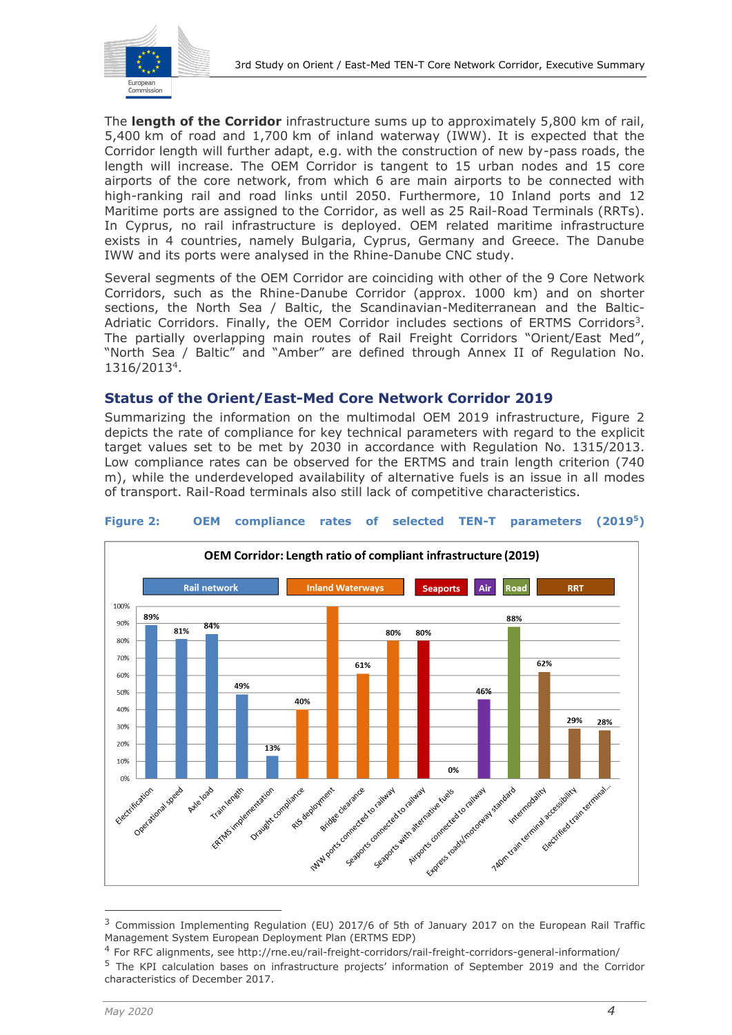The **length of the Corridor** infrastructure sums up to approximately 5,800 km of rail, 5,400 km of road and 1,700 km of inland waterway (IWW). It is expected that the Corridor length will further adapt, e.g. with the construction of new by-pass roads, the length will increase. The OEM Corridor is tangent to 15 urban nodes and 15 core airports of the core network, from which 6 are main airports to be connected with high-ranking rail and road links until 2050. Furthermore, 10 Inland ports and 12 Maritime ports are assigned to the Corridor, as well as 25 Rail-Road Terminals (RRTs). In Cyprus, no rail infrastructure is deployed. OEM related maritime infrastructure exists in 4 countries, namely Bulgaria, Cyprus, Germany and Greece. The Danube IWW and its ports were analysed in the Rhine-Danube CNC study.

Several segments of the OEM Corridor are coinciding with other of the 9 Core Network Corridors, such as the Rhine-Danube Corridor (approx. 1000 km) and on shorter sections, the North Sea / Baltic, the Scandinavian-Mediterranean and the Baltic-Adriatic Corridors. Finally, the OEM Corridor includes sections of ERTMS Corridors[3]. The partially overlapping main routes of Rail Freight Corridors "Orient/East Med", "North Sea / Baltic" and "Amber" are defined through Annex II of Regulation No. 1316/2013[4].

## Status of the Orient/East-Med Core Network Corridor 2019

Summarizing the information on the multimodal OEM 2019 infrastructure, Figure 2 depicts the rate of compliance for key technical parameters with regard to the explicit target values set to be met by 2030 in accordance with Regulation No. 1315/2013. Low compliance rates can be observed for the ERTMS and train length criterion (740 m), while the underdeveloped availability of alternative fuels is an issue in all modes of transport. Rail-Road terminals also still lack of competitive characteristics.

**Figure 2: OEM compliance rates of selected TEN-T parameters (2019[5])**

OEM Corridor: Length ratio of compliant infrastructure (2019)

| Mode | Parameter | Compliance |
|---|---|---|
| Rail network | Electrification | 89% |
| Rail network | Operational speed | 81% |
| Rail network | Axle load | 84% |
| Rail network | Train length | 49% |
| Rail network | ERTMS implementation | 13% |
| Inland Waterways | Draught compliance | 40% |
| Inland Waterways | RIS deployment | 100% |
| Inland Waterways | Bridge clearance | 61% |
| Inland Waterways | IWW ports connected to railway | 80% |
| Seaports | Seaports connected to railway | 80% |
| Seaports | Seaports with alternative fuels | 0% |
| Air | Airports connected to railway | 46% |
| Road | Express roads/motorway standard | 88% |
| RRT | Intermodality | 62% |
| RRT | 740m train terminal accessibility | 29% |
| RRT | Electrified train terminal... | 28% |

---

[3] Commission Implementing Regulation (EU) 2017/6 of 5th of January 2017 on the European Rail Traffic Management System European Deployment Plan (ERTMS EDP)

[4] For RFC alignments, see http://rne.eu/rail-freight-corridors/rail-freight-corridors-general-information/

[5] The KPI calculation bases on infrastructure projects' information of September 2019 and the Corridor characteristics of December 2017.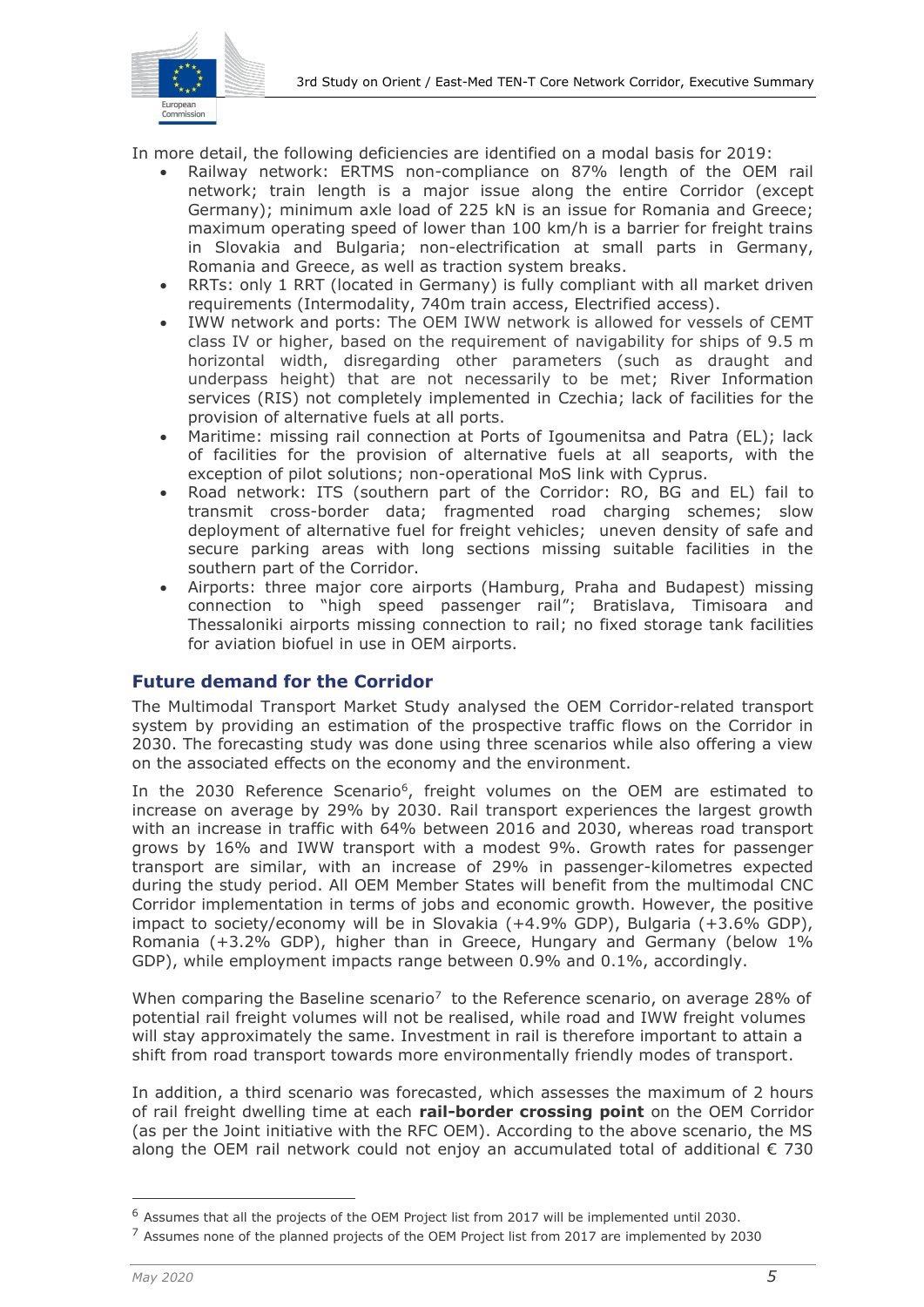In more detail, the following deficiencies are identified on a modal basis for 2019:

- Railway network: ERTMS non-compliance on 87% length of the OEM rail network; train length is a major issue along the entire Corridor (except Germany); minimum axle load of 225 kN is an issue for Romania and Greece; maximum operating speed of lower than 100 km/h is a barrier for freight trains in Slovakia and Bulgaria; non-electrification at small parts in Germany, Romania and Greece, as well as traction system breaks.
- RRTs: only 1 RRT (located in Germany) is fully compliant with all market driven requirements (Intermodality, 740m train access, Electrified access).
- IWW network and ports: The OEM IWW network is allowed for vessels of CEMT class IV or higher, based on the requirement of navigability for ships of 9.5 m horizontal width, disregarding other parameters (such as draught and underpass height) that are not necessarily to be met; River Information services (RIS) not completely implemented in Czechia; lack of facilities for the provision of alternative fuels at all ports.
- Maritime: missing rail connection at Ports of Igoumenitsa and Patra (EL); lack of facilities for the provision of alternative fuels at all seaports, with the exception of pilot solutions; non-operational MoS link with Cyprus.
- Road network: ITS (southern part of the Corridor: RO, BG and EL) fail to transmit cross-border data; fragmented road charging schemes; slow deployment of alternative fuel for freight vehicles; uneven density of safe and secure parking areas with long sections missing suitable facilities in the southern part of the Corridor.
- Airports: three major core airports (Hamburg, Praha and Budapest) missing connection to "high speed passenger rail"; Bratislava, Timisoara and Thessaloniki airports missing connection to rail; no fixed storage tank facilities for aviation biofuel in use in OEM airports.

## Future demand for the Corridor

The Multimodal Transport Market Study analysed the OEM Corridor-related transport system by providing an estimation of the prospective traffic flows on the Corridor in 2030. The forecasting study was done using three scenarios while also offering a view on the associated effects on the economy and the environment.

In the 2030 Reference Scenario[6], freight volumes on the OEM are estimated to increase on average by 29% by 2030. Rail transport experiences the largest growth with an increase in traffic with 64% between 2016 and 2030, whereas road transport grows by 16% and IWW transport with a modest 9%. Growth rates for passenger transport are similar, with an increase of 29% in passenger-kilometres expected during the study period. All OEM Member States will benefit from the multimodal CNC Corridor implementation in terms of jobs and economic growth. However, the positive impact to society/economy will be in Slovakia (+4.9% GDP), Bulgaria (+3.6% GDP), Romania (+3.2% GDP), higher than in Greece, Hungary and Germany (below 1% GDP), while employment impacts range between 0.9% and 0.1%, accordingly.

When comparing the Baseline scenario[7] to the Reference scenario, on average 28% of potential rail freight volumes will not be realised, while road and IWW freight volumes will stay approximately the same. Investment in rail is therefore important to attain a shift from road transport towards more environmentally friendly modes of transport.

In addition, a third scenario was forecasted, which assesses the maximum of 2 hours of rail freight dwelling time at each **rail-border crossing point** on the OEM Corridor (as per the Joint initiative with the RFC OEM). According to the above scenario, the MS along the OEM rail network could not enjoy an accumulated total of additional € 730

---

[6] Assumes that all the projects of the OEM Project list from 2017 will be implemented until 2030.

[7] Assumes none of the planned projects of the OEM Project list from 2017 are implemented by 2030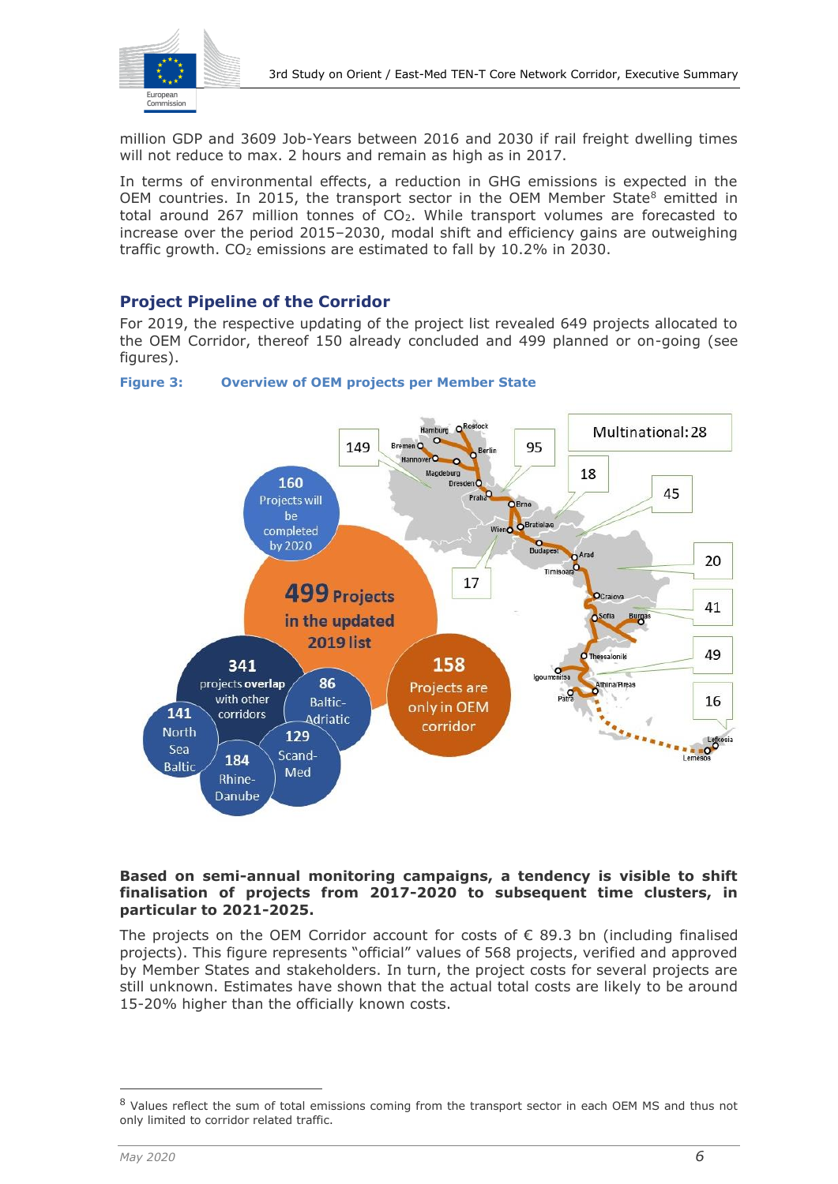million GDP and 3609 Job-Years between 2016 and 2030 if rail freight dwelling times will not reduce to max. 2 hours and remain as high as in 2017.

In terms of environmental effects, a reduction in GHG emissions is expected in the OEM countries. In 2015, the transport sector in the OEM Member State[8] emitted in total around 267 million tonnes of $CO_2$. While transport volumes are forecasted to increase over the period 2015–2030, modal shift and efficiency gains are outweighing traffic growth. $CO_2$ emissions are estimated to fall by 10.2% in 2030.

## Project Pipeline of the Corridor

For 2019, the respective updating of the project list revealed 649 projects allocated to the OEM Corridor, thereof 150 already concluded and 499 planned or on-going (see figures).

**Figure 3: Overview of OEM projects per Member State**

**Based on semi-annual monitoring campaigns, a tendency is visible to shift finalisation of projects from 2017-2020 to subsequent time clusters, in particular to 2021-2025.**

The projects on the OEM Corridor account for costs of € 89.3 bn (including finalised projects). This figure represents "official" values of 568 projects, verified and approved by Member States and stakeholders. In turn, the project costs for several projects are still unknown. Estimates have shown that the actual total costs are likely to be around 15-20% higher than the officially known costs.

---

[8] Values reflect the sum of total emissions coming from the transport sector in each OEM MS and thus not only limited to corridor related traffic.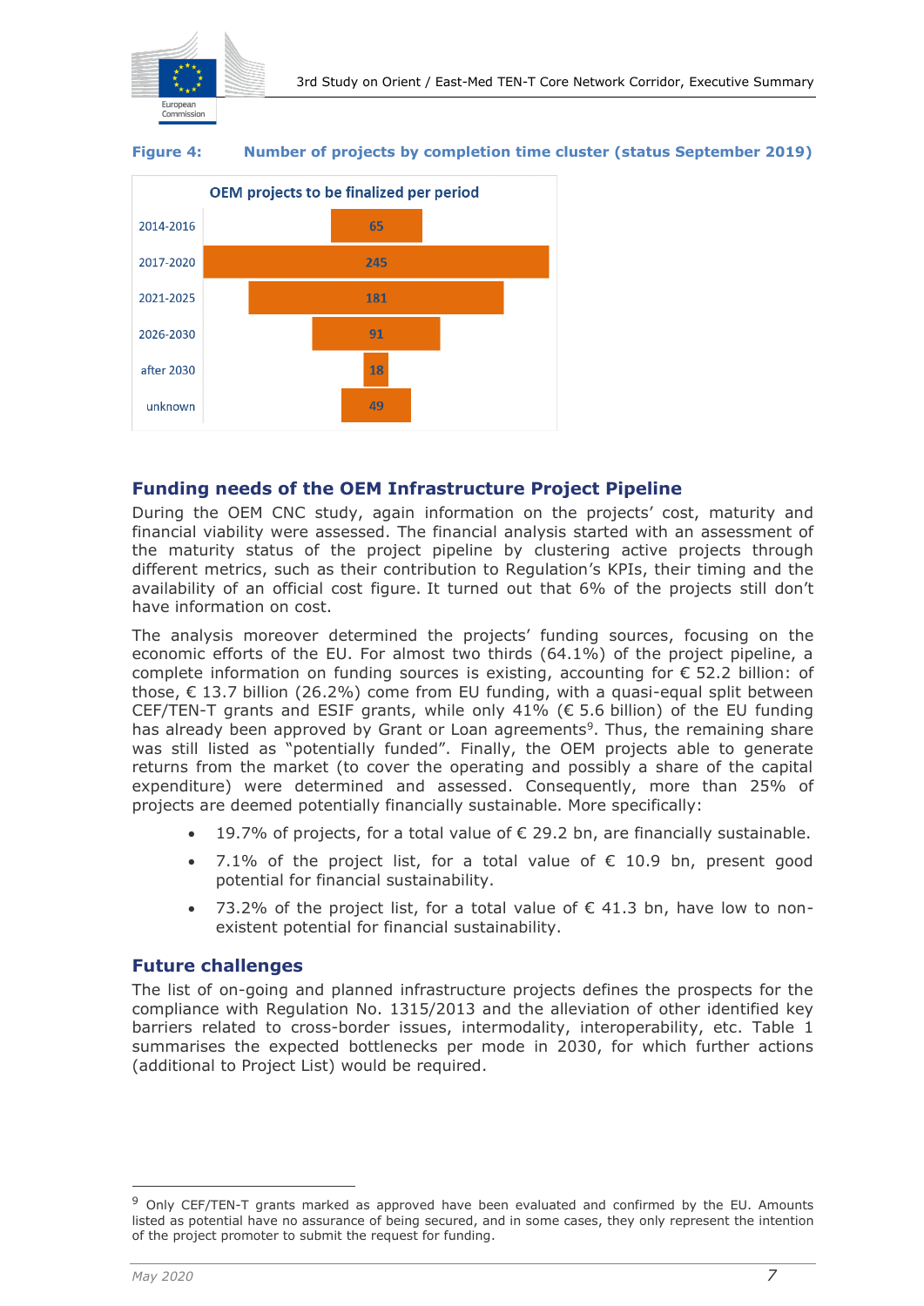**Figure 4: Number of projects by completion time cluster (status September 2019)**

OEM projects to be finalized per period

| Period | Number of projects |
| --- | --- |
| 2014-2016 | 65 |
| 2017-2020 | 245 |
| 2021-2025 | 181 |
| 2026-2030 | 91 |
| after 2030 | 18 |
| unknown | 49 |

## Funding needs of the OEM Infrastructure Project Pipeline

During the OEM CNC study, again information on the projects' cost, maturity and financial viability were assessed. The financial analysis started with an assessment of the maturity status of the project pipeline by clustering active projects through different metrics, such as their contribution to Regulation's KPIs, their timing and the availability of an official cost figure. It turned out that 6% of the projects still don't have information on cost.

The analysis moreover determined the projects' funding sources, focusing on the economic efforts of the EU. For almost two thirds (64.1%) of the project pipeline, a complete information on funding sources is existing, accounting for € 52.2 billion: of those, € 13.7 billion (26.2%) come from EU funding, with a quasi-equal split between CEF/TEN-T grants and ESIF grants, while only 41% (€ 5.6 billion) of the EU funding has already been approved by Grant or Loan agreements[9]. Thus, the remaining share was still listed as "potentially funded". Finally, the OEM projects able to generate returns from the market (to cover the operating and possibly a share of the capital expenditure) were determined and assessed. Consequently, more than 25% of projects are deemed potentially financially sustainable. More specifically:

- 19.7% of projects, for a total value of € 29.2 bn, are financially sustainable.
- 7.1% of the project list, for a total value of € 10.9 bn, present good potential for financial sustainability.
- 73.2% of the project list, for a total value of € 41.3 bn, have low to non-existent potential for financial sustainability.

## Future challenges

The list of on-going and planned infrastructure projects defines the prospects for the compliance with Regulation No. 1315/2013 and the alleviation of other identified key barriers related to cross-border issues, intermodality, interoperability, etc. Table 1 summarises the expected bottlenecks per mode in 2030, for which further actions (additional to Project List) would be required.

[9] Only CEF/TEN-T grants marked as approved have been evaluated and confirmed by the EU. Amounts listed as potential have no assurance of being secured, and in some cases, they only represent the intention of the project promoter to submit the request for funding.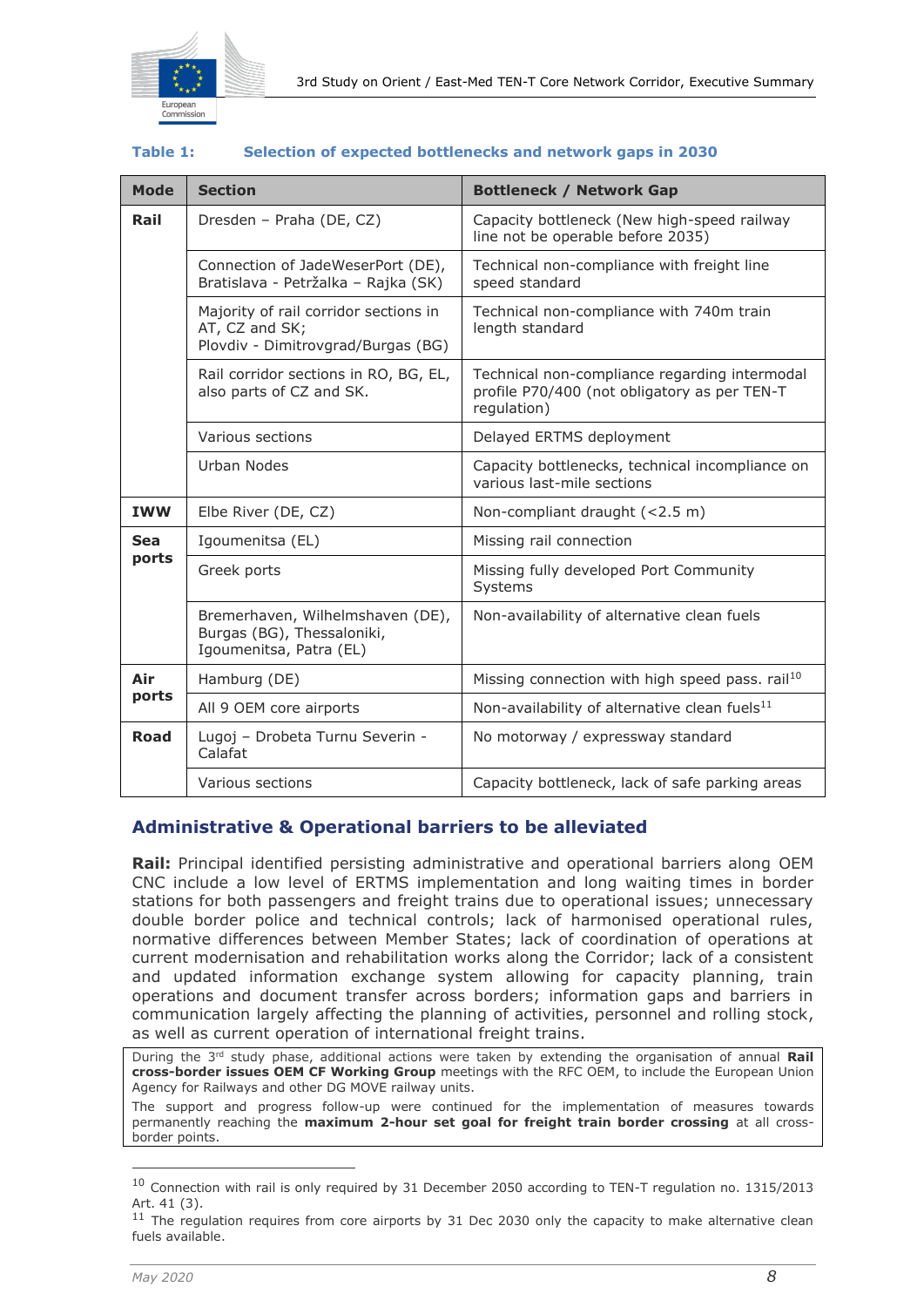**Table 1: Selection of expected bottlenecks and network gaps in 2030**

| Mode | Section | Bottleneck / Network Gap |
|---|---|---|
| **Rail** | Dresden – Praha (DE, CZ) | Capacity bottleneck (New high-speed railway line not be operable before 2035) |
| | Connection of JadeWeserPort (DE), Bratislava - Petržalka – Rajka (SK) | Technical non-compliance with freight line speed standard |
| | Majority of rail corridor sections in AT, CZ and SK; Plovdiv - Dimitrovgrad/Burgas (BG) | Technical non-compliance with 740m train length standard |
| | Rail corridor sections in RO, BG, EL, also parts of CZ and SK. | Technical non-compliance regarding intermodal profile P70/400 (not obligatory as per TEN-T regulation) |
| | Various sections | Delayed ERTMS deployment |
| | Urban Nodes | Capacity bottlenecks, technical incompliance on various last-mile sections |
| **IWW** | Elbe River (DE, CZ) | Non-compliant draught (<2.5 m) |
| **Sea ports** | Igoumenitsa (EL) | Missing rail connection |
| | Greek ports | Missing fully developed Port Community Systems |
| | Bremerhaven, Wilhelmshaven (DE), Burgas (BG), Thessaloniki, Igoumenitsa, Patra (EL) | Non-availability of alternative clean fuels |
| **Air ports** | Hamburg (DE) | Missing connection with high speed pass. rail[10] |
| | All 9 OEM core airports | Non-availability of alternative clean fuels[11] |
| **Road** | Lugoj – Drobeta Turnu Severin - Calafat | No motorway / expressway standard |
| | Various sections | Capacity bottleneck, lack of safe parking areas |

## Administrative & Operational barriers to be alleviated

**Rail:** Principal identified persisting administrative and operational barriers along OEM CNC include a low level of ERTMS implementation and long waiting times in border stations for both passengers and freight trains due to operational issues; unnecessary double border police and technical controls; lack of harmonised operational rules, normative differences between Member States; lack of coordination of operations at current modernisation and rehabilitation works along the Corridor; lack of a consistent and updated information exchange system allowing for capacity planning, train operations and document transfer across borders; information gaps and barriers in communication largely affecting the planning of activities, personnel and rolling stock, as well as current operation of international freight trains.

During the 3rd study phase, additional actions were taken by extending the organisation of annual **Rail cross-border issues OEM CF Working Group** meetings with the RFC OEM, to include the European Union Agency for Railways and other DG MOVE railway units.

The support and progress follow-up were continued for the implementation of measures towards permanently reaching the **maximum 2-hour set goal for freight train border crossing** at all cross-border points.

---

[10] Connection with rail is only required by 31 December 2050 according to TEN-T regulation no. 1315/2013 Art. 41 (3).

[11] The regulation requires from core airports by 31 Dec 2030 only the capacity to make alternative clean fuels available.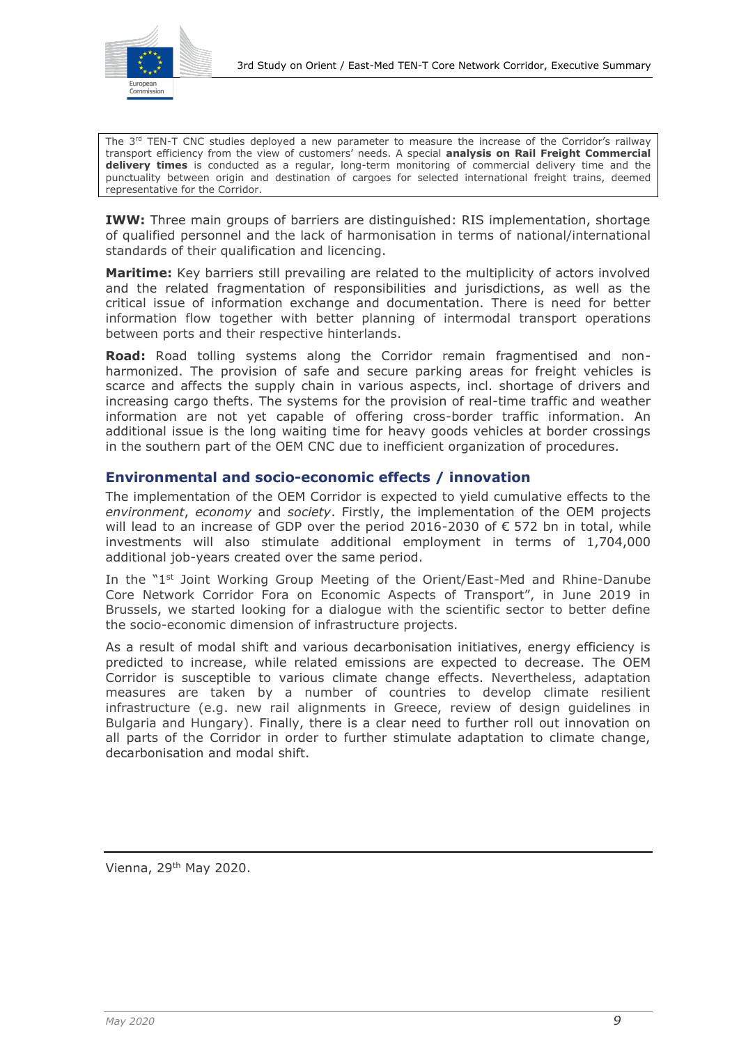The 3rd TEN-T CNC studies deployed a new parameter to measure the increase of the Corridor's railway transport efficiency from the view of customers' needs. A special **analysis on Rail Freight Commercial delivery times** is conducted as a regular, long-term monitoring of commercial delivery time and the punctuality between origin and destination of cargoes for selected international freight trains, deemed representative for the Corridor.

**IWW:** Three main groups of barriers are distinguished: RIS implementation, shortage of qualified personnel and the lack of harmonisation in terms of national/international standards of their qualification and licencing.

**Maritime:** Key barriers still prevailing are related to the multiplicity of actors involved and the related fragmentation of responsibilities and jurisdictions, as well as the critical issue of information exchange and documentation. There is need for better information flow together with better planning of intermodal transport operations between ports and their respective hinterlands.

**Road:** Road tolling systems along the Corridor remain fragmentised and non-harmonized. The provision of safe and secure parking areas for freight vehicles is scarce and affects the supply chain in various aspects, incl. shortage of drivers and increasing cargo thefts. The systems for the provision of real-time traffic and weather information are not yet capable of offering cross-border traffic information. An additional issue is the long waiting time for heavy goods vehicles at border crossings in the southern part of the OEM CNC due to inefficient organization of procedures.

## Environmental and socio-economic effects / innovation

The implementation of the OEM Corridor is expected to yield cumulative effects to the *environment*, *economy* and *society*. Firstly, the implementation of the OEM projects will lead to an increase of GDP over the period 2016-2030 of € 572 bn in total, while investments will also stimulate additional employment in terms of 1,704,000 additional job-years created over the same period.

In the "1st Joint Working Group Meeting of the Orient/East-Med and Rhine-Danube Core Network Corridor Fora on Economic Aspects of Transport", in June 2019 in Brussels, we started looking for a dialogue with the scientific sector to better define the socio-economic dimension of infrastructure projects.

As a result of modal shift and various decarbonisation initiatives, energy efficiency is predicted to increase, while related emissions are expected to decrease. The OEM Corridor is susceptible to various climate change effects. Nevertheless, adaptation measures are taken by a number of countries to develop climate resilient infrastructure (e.g. new rail alignments in Greece, review of design guidelines in Bulgaria and Hungary). Finally, there is a clear need to further roll out innovation on all parts of the Corridor in order to further stimulate adaptation to climate change, decarbonisation and modal shift.

---

Vienna, 29th May 2020.